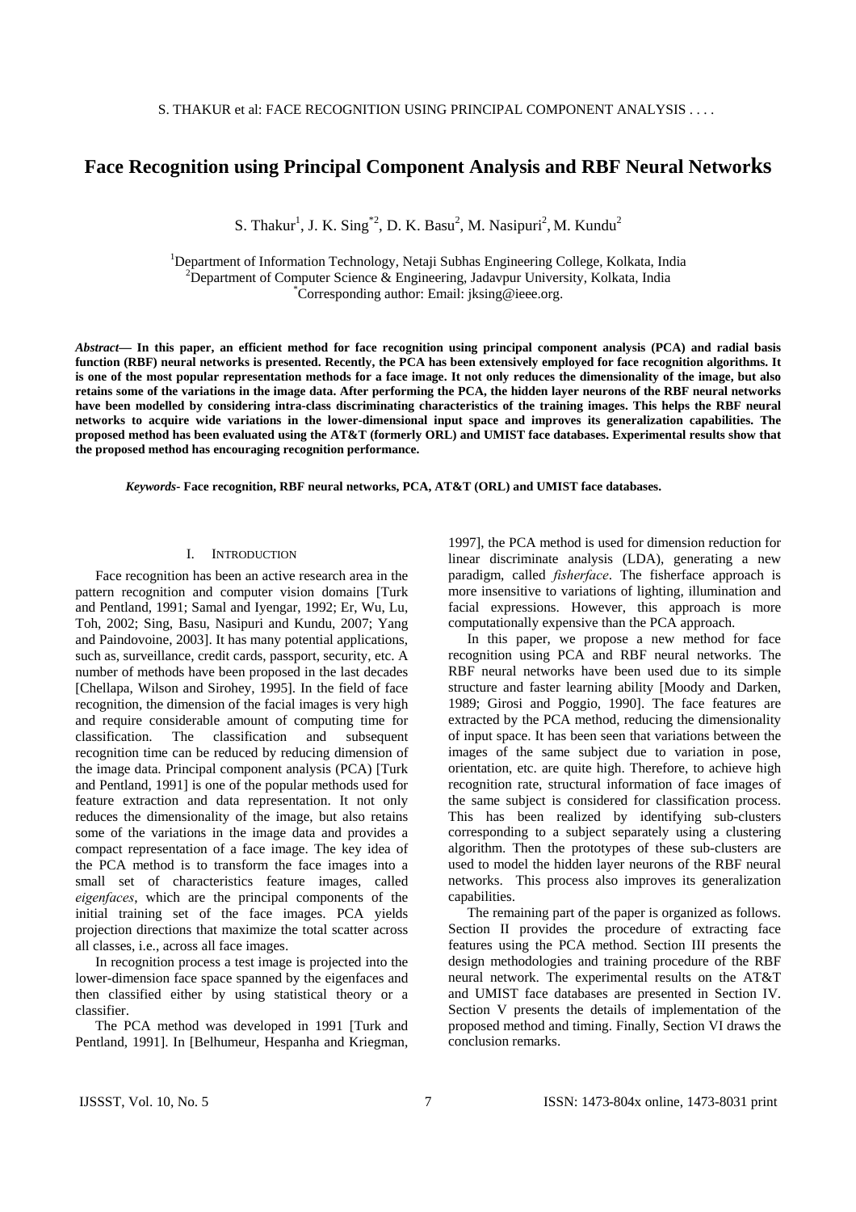# Face Recognition using Principal Component Analysis and RBF Neural Networks

S. Thakur[1], J. K. Sing[*2], D. K. Basu[2], M. Nasipuri[2], M. Kundu[2]

[1]Department of Information Technology, Netaji Subhas Engineering College, Kolkata, India
[2]Department of Computer Science & Engineering, Jadavpur University, Kolkata, India
[*]Corresponding author: Email: jksing@ieee.org.

***Abstract*— In this paper, an efficient method for face recognition using principal component analysis (PCA) and radial basis function (RBF) neural networks is presented. Recently, the PCA has been extensively employed for face recognition algorithms. It is one of the most popular representation methods for a face image. It not only reduces the dimensionality of the image, but also retains some of the variations in the image data. After performing the PCA, the hidden layer neurons of the RBF neural networks have been modelled by considering intra-class discriminating characteristics of the training images. This helps the RBF neural networks to acquire wide variations in the lower-dimensional input space and improves its generalization capabilities. The proposed method has been evaluated using the AT&T (formerly ORL) and UMIST face databases. Experimental results show that the proposed method has encouraging recognition performance.**

***Keywords*- Face recognition, RBF neural networks, PCA, AT&T (ORL) and UMIST face databases.**

## I. Introduction

Face recognition has been an active research area in the pattern recognition and computer vision domains [Turk and Pentland, 1991; Samal and Iyengar, 1992; Er, Wu, Lu, Toh, 2002; Sing, Basu, Nasipuri and Kundu, 2007; Yang and Paindovoine, 2003]. It has many potential applications, such as, surveillance, credit cards, passport, security, etc. A number of methods have been proposed in the last decades [Chellapa, Wilson and Sirohey, 1995]. In the field of face recognition, the dimension of the facial images is very high and require considerable amount of computing time for classification. The classification and subsequent recognition time can be reduced by reducing dimension of the image data. Principal component analysis (PCA) [Turk and Pentland, 1991] is one of the popular methods used for feature extraction and data representation. It not only reduces the dimensionality of the image, but also retains some of the variations in the image data and provides a compact representation of a face image. The key idea of the PCA method is to transform the face images into a small set of characteristics feature images, called *eigenfaces*, which are the principal components of the initial training set of the face images. PCA yields projection directions that maximize the total scatter across all classes, i.e., across all face images.

In recognition process a test image is projected into the lower-dimension face space spanned by the eigenfaces and then classified either by using statistical theory or a classifier.

The PCA method was developed in 1991 [Turk and Pentland, 1991]. In [Belhumeur, Hespanha and Kriegman, 1997], the PCA method is used for dimension reduction for linear discriminate analysis (LDA), generating a new paradigm, called *fisherface*. The fisherface approach is more insensitive to variations of lighting, illumination and facial expressions. However, this approach is more computationally expensive than the PCA approach.

In this paper, we propose a new method for face recognition using PCA and RBF neural networks. The RBF neural networks have been used due to its simple structure and faster learning ability [Moody and Darken, 1989; Girosi and Poggio, 1990]. The face features are extracted by the PCA method, reducing the dimensionality of input space. It has been seen that variations between the images of the same subject due to variation in pose, orientation, etc. are quite high. Therefore, to achieve high recognition rate, structural information of face images of the same subject is considered for classification process. This has been realized by identifying sub-clusters corresponding to a subject separately using a clustering algorithm. Then the prototypes of these sub-clusters are used to model the hidden layer neurons of the RBF neural networks. This process also improves its generalization capabilities.

The remaining part of the paper is organized as follows. Section II provides the procedure of extracting face features using the PCA method. Section III presents the design methodologies and training procedure of the RBF neural network. The experimental results on the AT&T and UMIST face databases are presented in Section IV. Section V presents the details of implementation of the proposed method and timing. Finally, Section VI draws the conclusion remarks.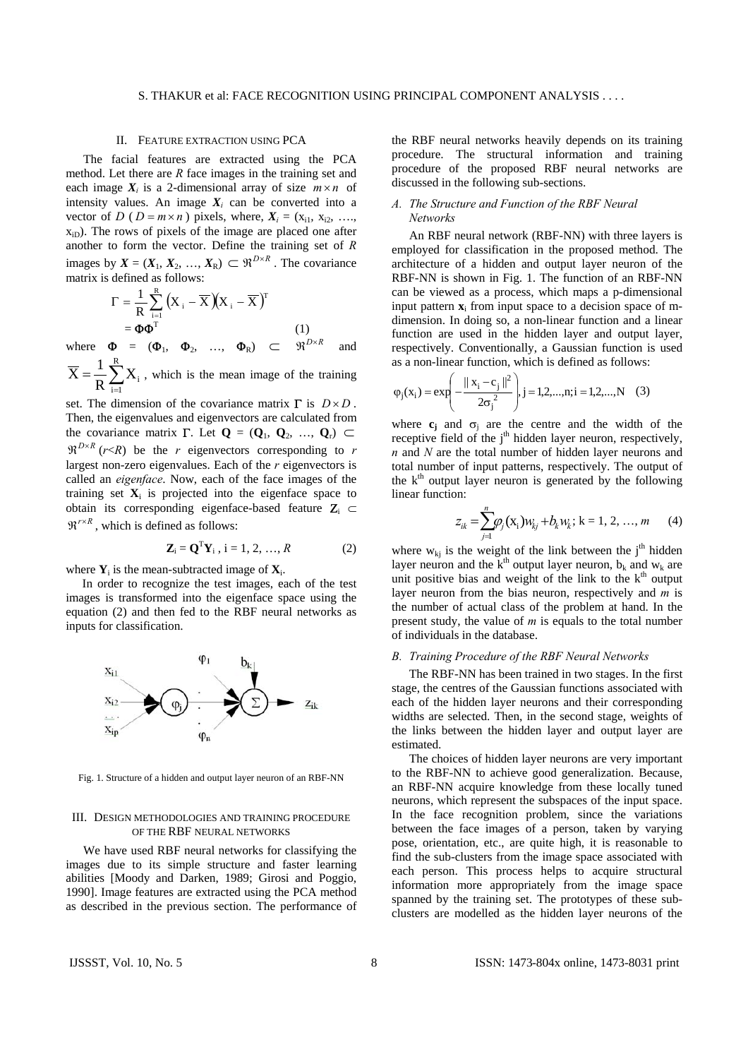## II. Feature Extraction Using PCA

The facial features are extracted using the PCA method. Let there are $R$ face images in the training set and each image $X_i$ is a 2-dimensional array of size $m \times n$ of intensity values. An image $X_i$ can be converted into a vector of $D$ ($D = m \times n$) pixels, where, $X_i = (x_{i1}, x_{i2}, \ldots, x_{iD})$. The rows of pixels of the image are placed one after another to form the vector. Define the training set of $R$ images by $X = (X_1, X_2, \ldots, X_R) \subset \Re^{D \times R}$. The covariance matrix is defined as follows:

$$\Gamma = \frac{1}{R}\sum_{i=1}^{R}\left(X_i - \overline{X}\right)\left(X_i - \overline{X}\right)^T = \Phi\Phi^T \tag{1}$$

where $\Phi = (\Phi_1, \Phi_2, \ldots, \Phi_R) \subset \Re^{D \times R}$ and $\overline{X} = \frac{1}{R}\sum_{i=1}^{R} X_i$, which is the mean image of the training set. The dimension of the covariance matrix $\Gamma$ is $D \times D$. Then, the eigenvalues and eigenvectors are calculated from the covariance matrix $\Gamma$. Let $\mathbf{Q} = (\mathbf{Q}_1, \mathbf{Q}_2, \ldots, \mathbf{Q}_r) \subset \Re^{D \times R}$ ($r<R$) be the $r$ eigenvectors corresponding to $r$ largest non-zero eigenvalues. Each of the $r$ eigenvectors is called an *eigenface*. Now, each of the face images of the training set $\mathbf{X}_i$ is projected into the eigenface space to obtain its corresponding eigenface-based feature $\mathbf{Z}_i \subset \Re^{r \times R}$, which is defined as follows:

$$\mathbf{Z}_i = \mathbf{Q}^T\mathbf{Y}_i, \; i = 1, 2, \ldots, R \tag{2}$$

where $\mathbf{Y}_i$ is the mean-subtracted image of $\mathbf{X}_i$.

In order to recognize the test images, each of the test images is transformed into the eigenface space using the equation (2) and then fed to the RBF neural networks as inputs for classification.

Fig. 1. Structure of a hidden and output layer neuron of an RBF-NN

## III. Design Methodologies and Training Procedure of the RBF Neural Networks

We have used RBF neural networks for classifying the images due to its simple structure and faster learning abilities [Moody and Darken, 1989; Girosi and Poggio, 1990]. Image features are extracted using the PCA method as described in the previous section. The performance of the RBF neural networks heavily depends on its training procedure. The structural information and training procedure of the proposed RBF neural networks are discussed in the following sub-sections.

### A. The Structure and Function of the RBF Neural Networks

An RBF neural network (RBF-NN) with three layers is employed for classification in the proposed method. The architecture of a hidden and output layer neuron of the RBF-NN is shown in Fig. 1. The function of an RBF-NN can be viewed as a process, which maps a p-dimensional input pattern $\mathbf{x}_i$ from input space to a decision space of m-dimension. In doing so, a non-linear function and a linear function are used in the hidden layer and output layer, respectively. Conventionally, a Gaussian function is used as a non-linear function, which is defined as follows:

$$\varphi_j(x_i) = \exp\left(-\frac{\| x_i - c_j \|^2}{2\sigma_j^2}\right), \; j = 1,2,\ldots,n; i = 1,2,\ldots,N \tag{3}$$

where $\mathbf{c_j}$ and $\sigma_j$ are the centre and the width of the receptive field of the j[th] hidden layer neuron, respectively, $n$ and $N$ are the total number of hidden layer neurons and total number of input patterns, respectively. The output of the k[th] output layer neuron is generated by the following linear function:

$$z_{ik} = \sum_{j=1}^{n}\varphi_j(x_i)w_{kj} + b_k w_k; \; k = 1, 2, \ldots, m \tag{4}$$

where $w_{kj}$ is the weight of the link between the j[th] hidden layer neuron and the k[th] output layer neuron, $b_k$ and $w_k$ are unit positive bias and weight of the link to the k[th] output layer neuron from the bias neuron, respectively and $m$ is the number of actual class of the problem at hand. In the present study, the value of $m$ is equals to the total number of individuals in the database.

### B. Training Procedure of the RBF Neural Networks

The RBF-NN has been trained in two stages. In the first stage, the centres of the Gaussian functions associated with each of the hidden layer neurons and their corresponding widths are selected. Then, in the second stage, weights of the links between the hidden layer and output layer are estimated.

The choices of hidden layer neurons are very important to the RBF-NN to achieve good generalization. Because, an RBF-NN acquire knowledge from these locally tuned neurons, which represent the subspaces of the input space. In the face recognition problem, since the variations between the face images of a person, taken by varying pose, orientation, etc., are quite high, it is reasonable to find the sub-clusters from the image space associated with each person. This process helps to acquire structural information more appropriately from the image space spanned by the training set. The prototypes of these sub-clusters are modelled as the hidden layer neurons of the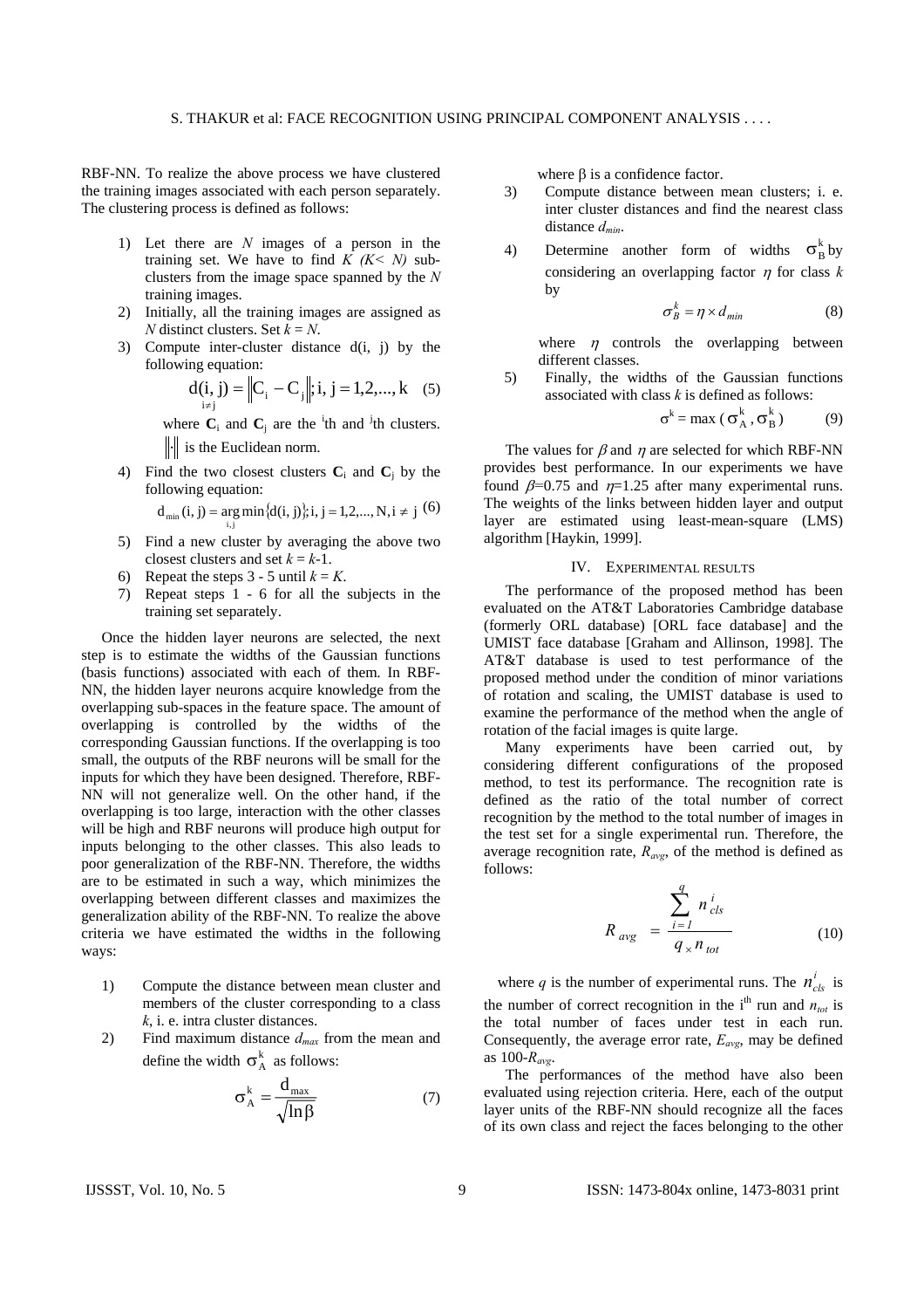RBF-NN. To realize the above process we have clustered the training images associated with each person separately. The clustering process is defined as follows:

1) Let there are $N$ images of a person in the training set. We have to find $K$ $(K< N)$ sub-clusters from the image space spanned by the $N$ training images.
2) Initially, all the training images are assigned as $N$ distinct clusters. Set $k = N$.
3) Compute inter-cluster distance d(i, j) by the following equation:

$$\underset{i\neq j}{\mathrm{d(i, j)}} = \left\| \mathrm{C_i} - \mathrm{C_j} \right\|; \mathrm{i, j} = 1,2,..., \mathrm{k} \quad (5)$$

where $\mathbf{C}_i$ and $\mathbf{C}_j$ are the $^i$th and $^j$th clusters. $\|\cdot\|$ is the Euclidean norm.

4) Find the two closest clusters $\mathbf{C}_i$ and $\mathbf{C}_j$ by the following equation:

$$\mathrm{d_{min}(i, j)} = \underset{\mathrm{i,j}}{\arg\min}\{\mathrm{d(i, j)}\}; \mathrm{i, j} = 1,2,..., \mathrm{N}, \mathrm{i} \neq \mathrm{j} \quad (6)$$

5) Find a new cluster by averaging the above two closest clusters and set $k = k$-1.
6) Repeat the steps 3 - 5 until $k = K$.
7) Repeat steps 1 - 6 for all the subjects in the training set separately.

Once the hidden layer neurons are selected, the next step is to estimate the widths of the Gaussian functions (basis functions) associated with each of them. In RBF-NN, the hidden layer neurons acquire knowledge from the overlapping sub-spaces in the feature space. The amount of overlapping is controlled by the widths of the corresponding Gaussian functions. If the overlapping is too small, the outputs of the RBF neurons will be small for the inputs for which they have been designed. Therefore, RBF-NN will not generalize well. On the other hand, if the overlapping is too large, interaction with the other classes will be high and RBF neurons will produce high output for inputs belonging to the other classes. This also leads to poor generalization of the RBF-NN. Therefore, the widths are to be estimated in such a way, which minimizes the overlapping between different classes and maximizes the generalization ability of the RBF-NN. To realize the above criteria we have estimated the widths in the following ways:

1) Compute the distance between mean cluster and members of the cluster corresponding to a class $k$, i. e. intra cluster distances.
2) Find maximum distance $d_{max}$ from the mean and define the width $\sigma_A^k$ as follows:

$$\sigma_A^k = \frac{d_{max}}{\sqrt{\ln \beta}} \quad (7)$$

where β is a confidence factor.

3) Compute distance between mean clusters; i. e. inter cluster distances and find the nearest class distance $d_{min}$.
4) Determine another form of widths $\sigma_B^k$ by considering an overlapping factor $\eta$ for class $k$ by

$$\sigma_B^k = \eta \times d_{min} \quad (8)$$

where $\eta$ controls the overlapping between different classes.

5) Finally, the widths of the Gaussian functions associated with class $k$ is defined as follows:

$$\sigma^k = \max(\sigma_A^k, \sigma_B^k) \quad (9)$$

The values for $\beta$ and $\eta$ are selected for which RBF-NN provides best performance. In our experiments we have found $\beta$=0.75 and $\eta$=1.25 after many experimental runs. The weights of the links between hidden layer and output layer are estimated using least-mean-square (LMS) algorithm [Haykin, 1999].

## IV. Experimental results

The performance of the proposed method has been evaluated on the AT&T Laboratories Cambridge database (formerly ORL database) [ORL face database] and the UMIST face database [Graham and Allinson, 1998]. The AT&T database is used to test performance of the proposed method under the condition of minor variations of rotation and scaling, the UMIST database is used to examine the performance of the method when the angle of rotation of the facial images is quite large.

Many experiments have been carried out, by considering different configurations of the proposed method, to test its performance. The recognition rate is defined as the ratio of the total number of correct recognition by the method to the total number of images in the test set for a single experimental run. Therefore, the average recognition rate, $R_{avg}$, of the method is defined as follows:

$$R_{avg} = \frac{\sum_{i=1}^{q} n_{cls}^{i}}{q \times n_{tot}} \quad (10)$$

where $q$ is the number of experimental runs. The $n_{cls}^{i}$ is the number of correct recognition in the i$^{th}$ run and $n_{tot}$ is the total number of faces under test in each run. Consequently, the average error rate, $E_{avg}$, may be defined as 100-$R_{avg}$.

The performances of the method have also been evaluated using rejection criteria. Here, each of the output layer units of the RBF-NN should recognize all the faces of its own class and reject the faces belonging to the other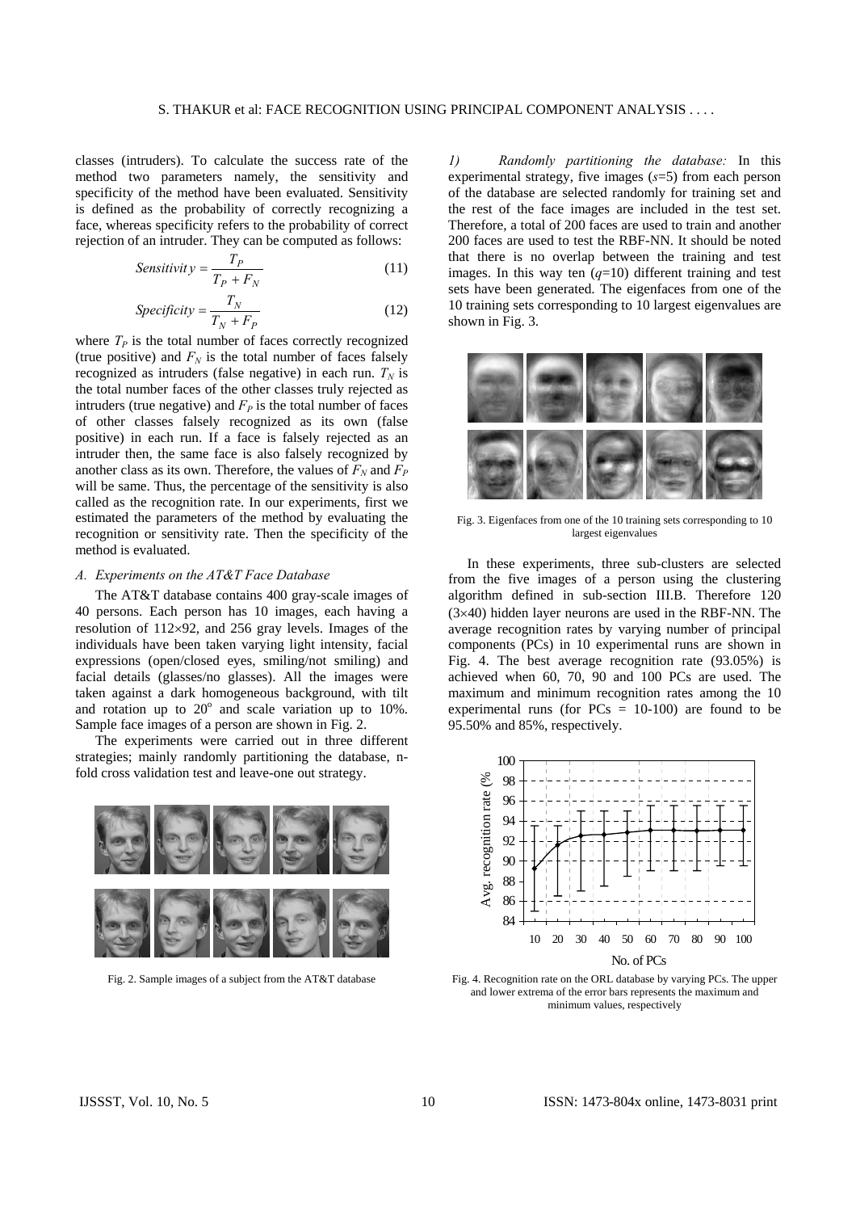classes (intruders). To calculate the success rate of the method two parameters namely, the sensitivity and specificity of the method have been evaluated. Sensitivity is defined as the probability of correctly recognizing a face, whereas specificity refers to the probability of correct rejection of an intruder. They can be computed as follows:

$$Sensitivity = \frac{T_P}{T_P + F_N} \quad (11)$$

$$Specificity = \frac{T_N}{T_N + F_P} \quad (12)$$

where $T_P$ is the total number of faces correctly recognized (true positive) and $F_N$ is the total number of faces falsely recognized as intruders (false negative) in each run. $T_N$ is the total number faces of the other classes truly rejected as intruders (true negative) and $F_P$ is the total number of faces of other classes falsely recognized as its own (false positive) in each run. If a face is falsely rejected as an intruder then, the same face is also falsely recognized by another class as its own. Therefore, the values of $F_N$ and $F_P$ will be same. Thus, the percentage of the sensitivity is also called as the recognition rate. In our experiments, first we estimated the parameters of the method by evaluating the recognition or sensitivity rate. Then the specificity of the method is evaluated.

### *A. Experiments on the AT&T Face Database*

The AT&T database contains 400 gray-scale images of 40 persons. Each person has 10 images, each having a resolution of 112×92, and 256 gray levels. Images of the individuals have been taken varying light intensity, facial expressions (open/closed eyes, smiling/not smiling) and facial details (glasses/no glasses). All the images were taken against a dark homogeneous background, with tilt and rotation up to $20^o$ and scale variation up to 10%. Sample face images of a person are shown in Fig. 2.

The experiments were carried out in three different strategies; mainly randomly partitioning the database, n-fold cross validation test and leave-one out strategy.

Fig. 2. Sample images of a subject from the AT&T database

*1) Randomly partitioning the database:* In this experimental strategy, five images ($s$=5) from each person of the database are selected randomly for training set and the rest of the face images are included in the test set. Therefore, a total of 200 faces are used to train and another 200 faces are used to test the RBF-NN. It should be noted that there is no overlap between the training and test images. In this way ten ($q$=10) different training and test sets have been generated. The eigenfaces from one of the 10 training sets corresponding to 10 largest eigenvalues are shown in Fig. 3.

Fig. 3. Eigenfaces from one of the 10 training sets corresponding to 10 largest eigenvalues

In these experiments, three sub-clusters are selected from the five images of a person using the clustering algorithm defined in sub-section III.B. Therefore 120 (3×40) hidden layer neurons are used in the RBF-NN. The average recognition rates by varying number of principal components (PCs) in 10 experimental runs are shown in Fig. 4. The best average recognition rate (93.05%) is achieved when 60, 70, 90 and 100 PCs are used. The maximum and minimum recognition rates among the 10 experimental runs (for PCs = 10-100) are found to be 95.50% and 85%, respectively.

Fig. 4. Recognition rate on the ORL database by varying PCs. The upper and lower extrema of the error bars represents the maximum and minimum values, respectively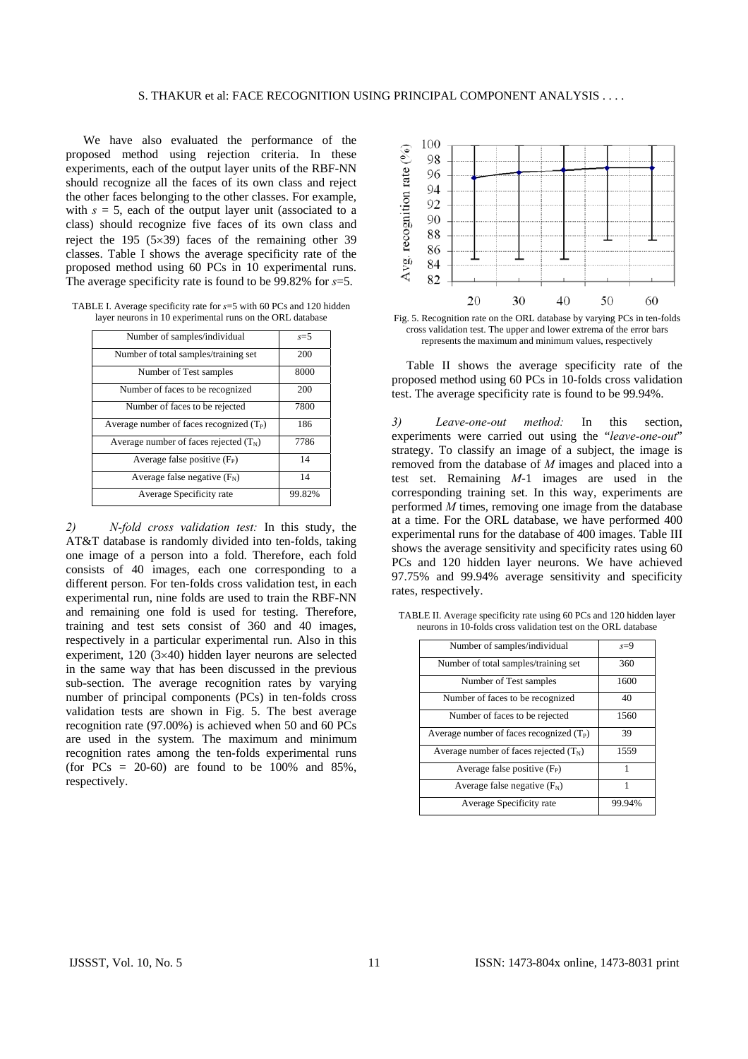We have also evaluated the performance of the proposed method using rejection criteria. In these experiments, each of the output layer units of the RBF-NN should recognize all the faces of its own class and reject the other faces belonging to the other classes. For example, with $s = 5$, each of the output layer unit (associated to a class) should recognize five faces of its own class and reject the 195 (5×39) faces of the remaining other 39 classes. Table I shows the average specificity rate of the proposed method using 60 PCs in 10 experimental runs. The average specificity rate is found to be 99.82% for $s$=5.

TABLE I. Average specificity rate for $s$=5 with 60 PCs and 120 hidden layer neurons in 10 experimental runs on the ORL database

| Number of samples/individual | $s$=5 |
|---|---|
| Number of total samples/training set | 200 |
| Number of Test samples | 8000 |
| Number of faces to be recognized | 200 |
| Number of faces to be rejected | 7800 |
| Average number of faces recognized ($T_P$) | 186 |
| Average number of faces rejected ($T_N$) | 7786 |
| Average false positive ($F_P$) | 14 |
| Average false negative ($F_N$) | 14 |
| Average Specificity rate | 99.82% |

*2) N-fold cross validation test:* In this study, the AT&T database is randomly divided into ten-folds, taking one image of a person into a fold. Therefore, each fold consists of 40 images, each one corresponding to a different person. For ten-folds cross validation test, in each experimental run, nine folds are used to train the RBF-NN and remaining one fold is used for testing. Therefore, training and test sets consist of 360 and 40 images, respectively in a particular experimental run. Also in this experiment, 120 (3×40) hidden layer neurons are selected in the same way that has been discussed in the previous sub-section. The average recognition rates by varying number of principal components (PCs) in ten-folds cross validation tests are shown in Fig. 5. The best average recognition rate (97.00%) is achieved when 50 and 60 PCs are used in the system. The maximum and minimum recognition rates among the ten-folds experimental runs (for PCs = 20-60) are found to be 100% and 85%, respectively.

Fig. 5. Recognition rate on the ORL database by varying PCs in ten-folds cross validation test. The upper and lower extrema of the error bars represents the maximum and minimum values, respectively

Table II shows the average specificity rate of the proposed method using 60 PCs in 10-folds cross validation test. The average specificity rate is found to be 99.94%.

*3) Leave-one-out method:* In this section, experiments were carried out using the "*leave-one-out*" strategy. To classify an image of a subject, the image is removed from the database of $M$ images and placed into a test set. Remaining $M$-1 images are used in the corresponding training set. In this way, experiments are performed $M$ times, removing one image from the database at a time. For the ORL database, we have performed 400 experimental runs for the database of 400 images. Table III shows the average sensitivity and specificity rates using 60 PCs and 120 hidden layer neurons. We have achieved 97.75% and 99.94% average sensitivity and specificity rates, respectively.

TABLE II. Average specificity rate using 60 PCs and 120 hidden layer neurons in 10-folds cross validation test on the ORL database

| Number of samples/individual | $s$=9 |
|---|---|
| Number of total samples/training set | 360 |
| Number of Test samples | 1600 |
| Number of faces to be recognized | 40 |
| Number of faces to be rejected | 1560 |
| Average number of faces recognized ($T_P$) | 39 |
| Average number of faces rejected ($T_N$) | 1559 |
| Average false positive ($F_P$) | 1 |
| Average false negative ($F_N$) | 1 |
| Average Specificity rate | 99.94% |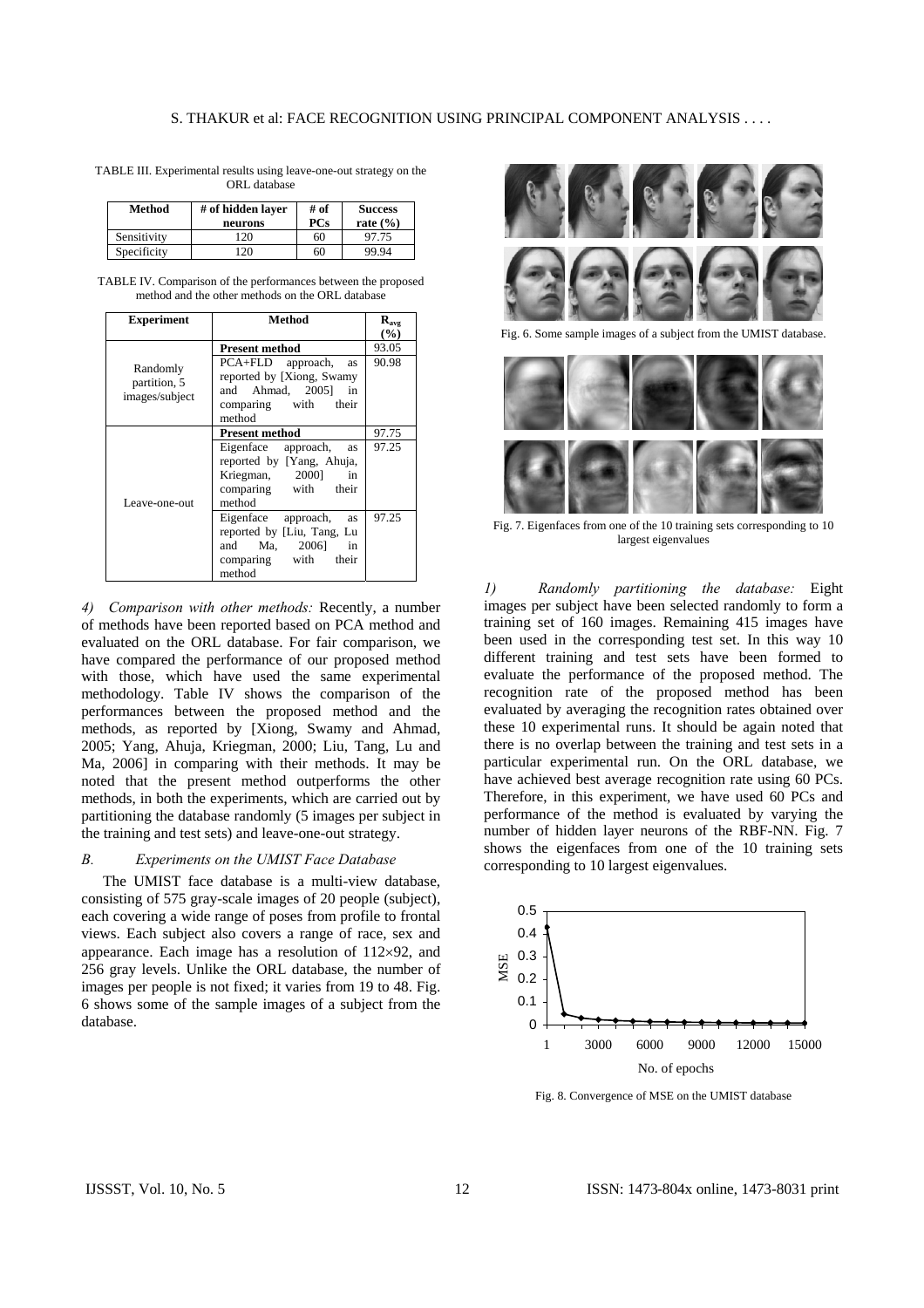TABLE III. Experimental results using leave-one-out strategy on the ORL database

| Method | # of hidden layer neurons | # of PCs | Success rate (%) |
|---|---|---|---|
| Sensitivity | 120 | 60 | 97.75 |
| Specificity | 120 | 60 | 99.94 |

TABLE IV. Comparison of the performances between the proposed method and the other methods on the ORL database

| Experiment | Method | $R_{avg}$ (%) |
|---|---|---|
| Randomly partition, 5 images/subject | **Present method** | 93.05 |
| | PCA+FLD approach, as reported by [Xiong, Swamy and Ahmad, 2005] in comparing with their method | 90.98 |
| Leave-one-out | **Present method** | 97.75 |
| | Eigenface approach, as reported by [Yang, Ahuja, Kriegman, 2000] in comparing with their method | 97.25 |
| | Eigenface approach, as reported by [Liu, Tang, Lu and Ma, 2006] in comparing with their method | 97.25 |

*4) Comparison with other methods:* Recently, a number of methods have been reported based on PCA method and evaluated on the ORL database. For fair comparison, we have compared the performance of our proposed method with those, which have used the same experimental methodology. Table IV shows the comparison of the performances between the proposed method and the methods, as reported by [Xiong, Swamy and Ahmad, 2005; Yang, Ahuja, Kriegman, 2000; Liu, Tang, Lu and Ma, 2006] in comparing with their methods. It may be noted that the present method outperforms the other methods, in both the experiments, which are carried out by partitioning the database randomly (5 images per subject in the training and test sets) and leave-one-out strategy.

### *B. Experiments on the UMIST Face Database*

The UMIST face database is a multi-view database, consisting of 575 gray-scale images of 20 people (subject), each covering a wide range of poses from profile to frontal views. Each subject also covers a range of race, sex and appearance. Each image has a resolution of 112×92, and 256 gray levels. Unlike the ORL database, the number of images per people is not fixed; it varies from 19 to 48. Fig. 6 shows some of the sample images of a subject from the database.

Fig. 6. Some sample images of a subject from the UMIST database.

Fig. 7. Eigenfaces from one of the 10 training sets corresponding to 10 largest eigenvalues

*1) Randomly partitioning the database:* Eight images per subject have been selected randomly to form a training set of 160 images. Remaining 415 images have been used in the corresponding test set. In this way 10 different training and test sets have been formed to evaluate the performance of the proposed method. The recognition rate of the proposed method has been evaluated by averaging the recognition rates obtained over these 10 experimental runs. It should be again noted that there is no overlap between the training and test sets in a particular experimental run. On the ORL database, we have achieved best average recognition rate using 60 PCs. Therefore, in this experiment, we have used 60 PCs and performance of the method is evaluated by varying the number of hidden layer neurons of the RBF-NN. Fig. 7 shows the eigenfaces from one of the 10 training sets corresponding to 10 largest eigenvalues.

Fig. 8. Convergence of MSE on the UMIST database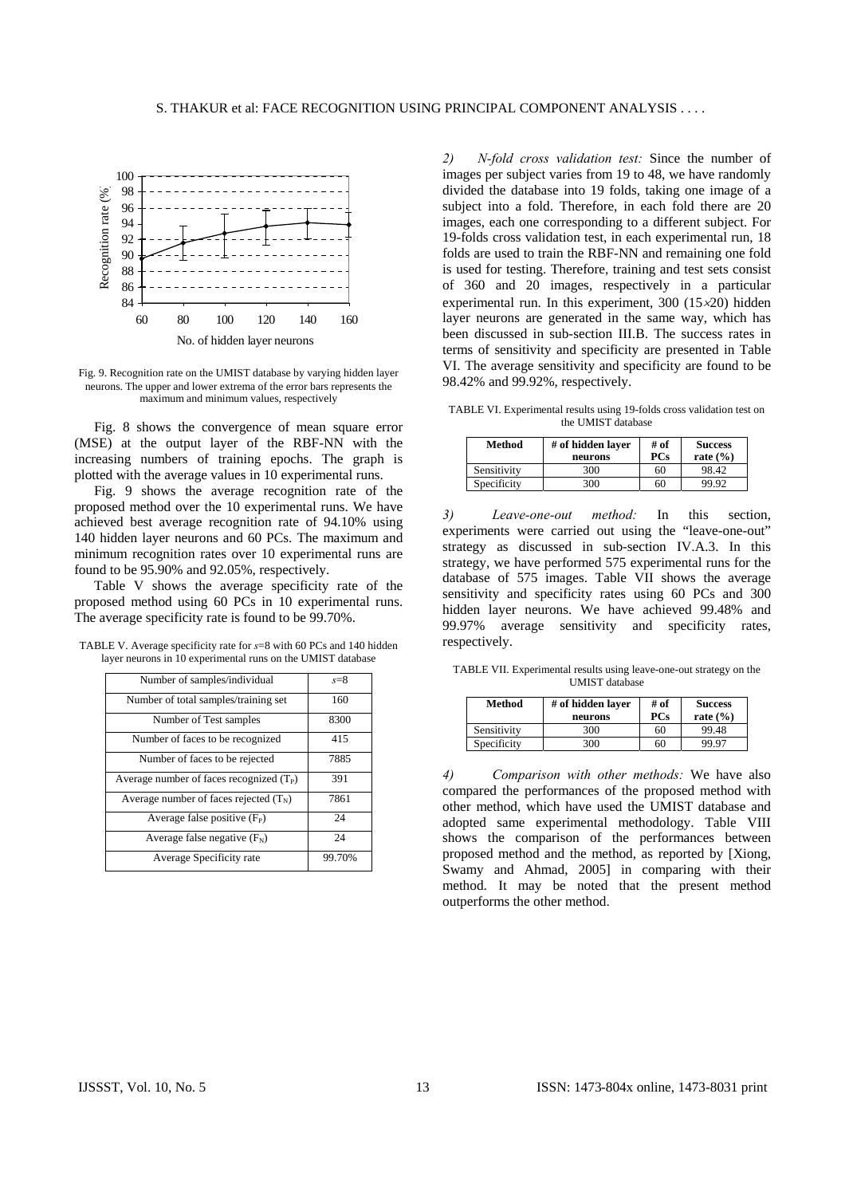Fig. 9. Recognition rate on the UMIST database by varying hidden layer neurons. The upper and lower extrema of the error bars represents the maximum and minimum values, respectively

Fig. 8 shows the convergence of mean square error (MSE) at the output layer of the RBF-NN with the increasing numbers of training epochs. The graph is plotted with the average values in 10 experimental runs.

Fig. 9 shows the average recognition rate of the proposed method over the 10 experimental runs. We have achieved best average recognition rate of 94.10% using 140 hidden layer neurons and 60 PCs. The maximum and minimum recognition rates over 10 experimental runs are found to be 95.90% and 92.05%, respectively.

Table V shows the average specificity rate of the proposed method using 60 PCs in 10 experimental runs. The average specificity rate is found to be 99.70%.

TABLE V. Average specificity rate for $s$=8 with 60 PCs and 140 hidden layer neurons in 10 experimental runs on the UMIST database

| Number of samples/individual | $s$=8 |
|---|---|
| Number of total samples/training set | 160 |
| Number of Test samples | 8300 |
| Number of faces to be recognized | 415 |
| Number of faces to be rejected | 7885 |
| Average number of faces recognized ($T_P$) | 391 |
| Average number of faces rejected ($T_N$) | 7861 |
| Average false positive ($F_P$) | 24 |
| Average false negative ($F_N$) | 24 |
| Average Specificity rate | 99.70% |

*2) N-fold cross validation test:* Since the number of images per subject varies from 19 to 48, we have randomly divided the database into 19 folds, taking one image of a subject into a fold. Therefore, in each fold there are 20 images, each one corresponding to a different subject. For 19-folds cross validation test, in each experimental run, 18 folds are used to train the RBF-NN and remaining one fold is used for testing. Therefore, training and test sets consist of 360 and 20 images, respectively in a particular experimental run. In this experiment, 300 ($15\times20$) hidden layer neurons are generated in the same way, which has been discussed in sub-section III.B. The success rates in terms of sensitivity and specificity are presented in Table VI. The average sensitivity and specificity are found to be 98.42% and 99.92%, respectively.

TABLE VI. Experimental results using 19-folds cross validation test on the UMIST database

| Method | # of hidden layer neurons | # of PCs | Success rate (%) |
|---|---|---|---|
| Sensitivity | 300 | 60 | 98.42 |
| Specificity | 300 | 60 | 99.92 |

*3) Leave-one-out method:* In this section, experiments were carried out using the "leave-one-out" strategy as discussed in sub-section IV.A.3. In this strategy, we have performed 575 experimental runs for the database of 575 images. Table VII shows the average sensitivity and specificity rates using 60 PCs and 300 hidden layer neurons. We have achieved 99.48% and 99.97% average sensitivity and specificity rates, respectively.

TABLE VII. Experimental results using leave-one-out strategy on the UMIST database

| Method | # of hidden layer neurons | # of PCs | Success rate (%) |
|---|---|---|---|
| Sensitivity | 300 | 60 | 99.48 |
| Specificity | 300 | 60 | 99.97 |

*4) Comparison with other methods:* We have also compared the performances of the proposed method with other method, which have used the UMIST database and adopted same experimental methodology. Table VIII shows the comparison of the performances between proposed method and the method, as reported by [Xiong, Swamy and Ahmad, 2005] in comparing with their method. It may be noted that the present method outperforms the other method.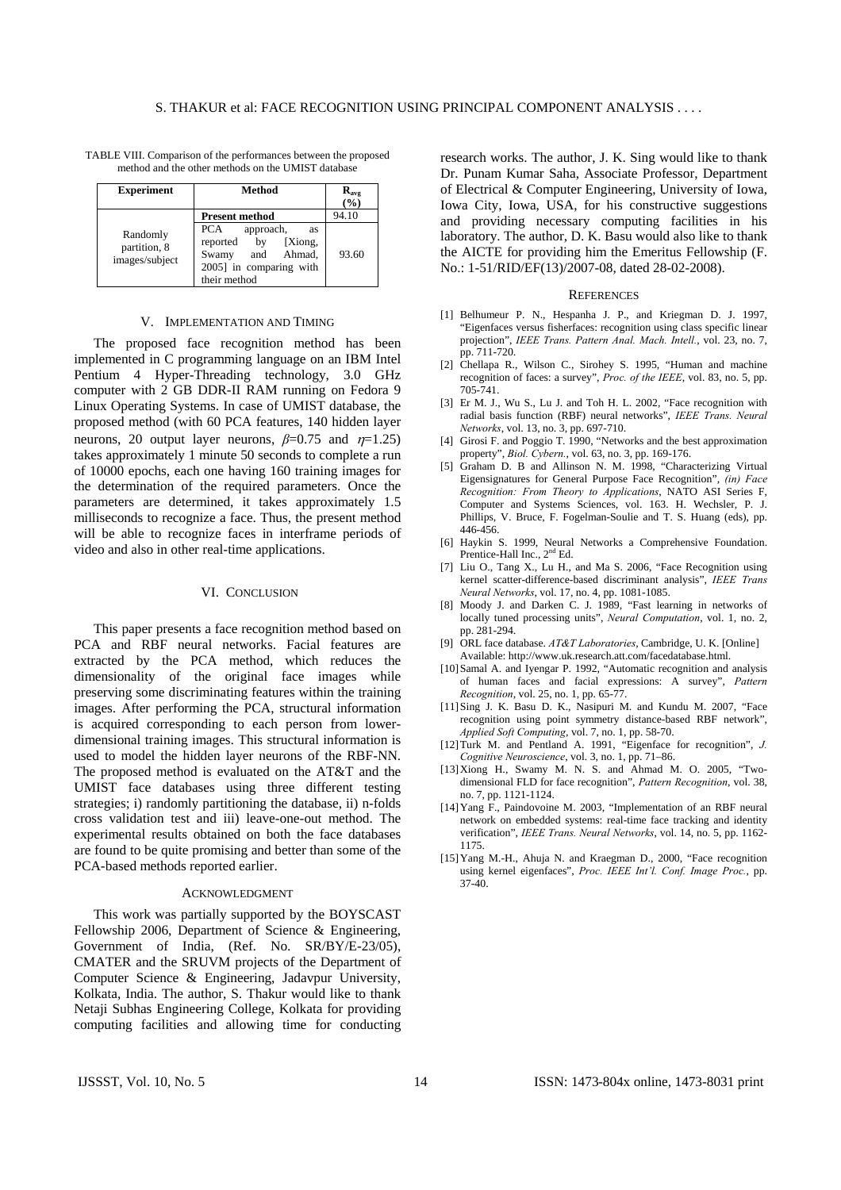TABLE VIII. Comparison of the performances between the proposed method and the other methods on the UMIST database

| Experiment | Method | $R_{avg}$ (%) |
|---|---|---|
| Randomly partition, 8 images/subject | **Present method** | 94.10 |
| | PCA approach, as reported by [Xiong, Swamy and Ahmad, 2005] in comparing with their method | 93.60 |

## V. IMPLEMENTATION AND TIMING

The proposed face recognition method has been implemented in C programming language on an IBM Intel Pentium 4 Hyper-Threading technology, 3.0 GHz computer with 2 GB DDR-II RAM running on Fedora 9 Linux Operating Systems. In case of UMIST database, the proposed method (with 60 PCA features, 140 hidden layer neurons, 20 output layer neurons, $\beta$=0.75 and $\eta$=1.25) takes approximately 1 minute 50 seconds to complete a run of 10000 epochs, each one having 160 training images for the determination of the required parameters. Once the parameters are determined, it takes approximately 1.5 milliseconds to recognize a face. Thus, the present method will be able to recognize faces in interframe periods of video and also in other real-time applications.

## VI. CONCLUSION

This paper presents a face recognition method based on PCA and RBF neural networks. Facial features are extracted by the PCA method, which reduces the dimensionality of the original face images while preserving some discriminating features within the training images. After performing the PCA, structural information is acquired corresponding to each person from lower-dimensional training images. This structural information is used to model the hidden layer neurons of the RBF-NN. The proposed method is evaluated on the AT&T and the UMIST face databases using three different testing strategies; i) randomly partitioning the database, ii) n-folds cross validation test and iii) leave-one-out method. The experimental results obtained on both the face databases are found to be quite promising and better than some of the PCA-based methods reported earlier.

## ACKNOWLEDGMENT

This work was partially supported by the BOYSCAST Fellowship 2006, Department of Science & Engineering, Government of India, (Ref. No. SR/BY/E-23/05), CMATER and the SRUVM projects of the Department of Computer Science & Engineering, Jadavpur University, Kolkata, India. The author, S. Thakur would like to thank Netaji Subhas Engineering College, Kolkata for providing computing facilities and allowing time for conducting research works. The author, J. K. Sing would like to thank Dr. Punam Kumar Saha, Associate Professor, Department of Electrical & Computer Engineering, University of Iowa, Iowa City, Iowa, USA, for his constructive suggestions and providing necessary computing facilities in his laboratory. The author, D. K. Basu would also like to thank the AICTE for providing him the Emeritus Fellowship (F. No.: 1-51/RID/EF(13)/2007-08, dated 28-02-2008).

## REFERENCES

[1] Belhumeur P. N., Hespanha J. P., and Kriegman D. J. 1997, "Eigenfaces versus fisherfaces: recognition using class specific linear projection", *IEEE Trans. Pattern Anal. Mach. Intell.*, vol. 23, no. 7, pp. 711-720.

[2] Chellapa R., Wilson C., Sirohey S. 1995, "Human and machine recognition of faces: a survey", *Proc. of the IEEE*, vol. 83, no. 5, pp. 705-741.

[3] Er M. J., Wu S., Lu J. and Toh H. L. 2002, "Face recognition with radial basis function (RBF) neural networks", *IEEE Trans. Neural Networks*, vol. 13, no. 3, pp. 697-710.

[4] Girosi F. and Poggio T. 1990, "Networks and the best approximation property", *Biol. Cybern.*, vol. 63, no. 3, pp. 169-176.

[5] Graham D. B and Allinson N. M. 1998, "Characterizing Virtual Eigensignatures for General Purpose Face Recognition", *(in) Face Recognition: From Theory to Applications*, NATO ASI Series F, Computer and Systems Sciences, vol. 163. H. Wechsler, P. J. Phillips, V. Bruce, F. Fogelman-Soulie and T. S. Huang (eds), pp. 446-456.

[6] Haykin S. 1999, Neural Networks a Comprehensive Foundation. Prentice-Hall Inc., 2nd Ed.

[7] Liu O., Tang X., Lu H., and Ma S. 2006, "Face Recognition using kernel scatter-difference-based discriminant analysis", *IEEE Trans Neural Networks*, vol. 17, no. 4, pp. 1081-1085.

[8] Moody J. and Darken C. J. 1989, "Fast learning in networks of locally tuned processing units", *Neural Computation*, vol. 1, no. 2, pp. 281-294.

[9] ORL face database. *AT&T Laboratories*, Cambridge, U. K. [Online] Available: http://www.uk.research.att.com/facedatabase.html.

[10] Samal A. and Iyengar P. 1992, "Automatic recognition and analysis of human faces and facial expressions: A survey", *Pattern Recognition*, vol. 25, no. 1, pp. 65-77.

[11] Sing J. K. Basu D. K., Nasipuri M. and Kundu M. 2007, "Face recognition using point symmetry distance-based RBF network", *Applied Soft Computing*, vol. 7, no. 1, pp. 58-70.

[12] Turk M. and Pentland A. 1991, "Eigenface for recognition", *J. Cognitive Neuroscience*, vol. 3, no. 1, pp. 71–86.

[13] Xiong H., Swamy M. N. S. and Ahmad M. O. 2005, "Two-dimensional FLD for face recognition", *Pattern Recognition*, vol. 38, no. 7, pp. 1121-1124.

[14] Yang F., Paindovoine M. 2003, "Implementation of an RBF neural network on embedded systems: real-time face tracking and identity verification", *IEEE Trans. Neural Networks*, vol. 14, no. 5, pp. 1162-1175.

[15] Yang M.-H., Ahuja N. and Kraegman D., 2000, "Face recognition using kernel eigenfaces", *Proc. IEEE Int'l. Conf. Image Proc.*, pp. 37-40.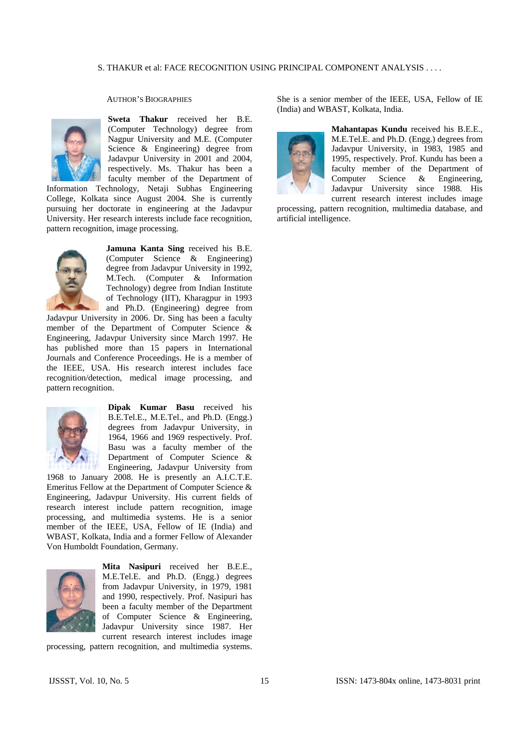## AUTHOR'S BIOGRAPHIES

**Sweta Thakur** received her B.E. (Computer Technology) degree from Nagpur University and M.E. (Computer Science & Engineering) degree from Jadavpur University in 2001 and 2004, respectively. Ms. Thakur has been a faculty member of the Department of Information Technology, Netaji Subhas Engineering College, Kolkata since August 2004. She is currently pursuing her doctorate in engineering at the Jadavpur University. Her research interests include face recognition, pattern recognition, image processing.

**Jamuna Kanta Sing** received his B.E. (Computer Science & Engineering) degree from Jadavpur University in 1992, M.Tech. (Computer & Information Technology) degree from Indian Institute of Technology (IIT), Kharagpur in 1993 and Ph.D. (Engineering) degree from Jadavpur University in 2006. Dr. Sing has been a faculty member of the Department of Computer Science & Engineering, Jadavpur University since March 1997. He has published more than 15 papers in International Journals and Conference Proceedings. He is a member of the IEEE, USA. His research interest includes face recognition/detection, medical image processing, and pattern recognition.

**Dipak Kumar Basu** received his B.E.Tel.E., M.E.Tel., and Ph.D. (Engg.) degrees from Jadavpur University, in 1964, 1966 and 1969 respectively. Prof. Basu was a faculty member of the Department of Computer Science & Engineering, Jadavpur University from 1968 to January 2008. He is presently an A.I.C.T.E. Emeritus Fellow at the Department of Computer Science & Engineering, Jadavpur University. His current fields of research interest include pattern recognition, image processing, and multimedia systems. He is a senior member of the IEEE, USA, Fellow of IE (India) and WBAST, Kolkata, India and a former Fellow of Alexander Von Humboldt Foundation, Germany.

**Mita Nasipuri** received her B.E.E., M.E.Tel.E. and Ph.D. (Engg.) degrees from Jadavpur University, in 1979, 1981 and 1990, respectively. Prof. Nasipuri has been a faculty member of the Department of Computer Science & Engineering, Jadavpur University since 1987. Her current research interest includes image processing, pattern recognition, and multimedia systems. She is a senior member of the IEEE, USA, Fellow of IE (India) and WBAST, Kolkata, India.

**Mahantapas Kundu** received his B.E.E., M.E.Tel.E. and Ph.D. (Engg.) degrees from Jadavpur University, in 1983, 1985 and 1995, respectively. Prof. Kundu has been a faculty member of the Department of Computer Science & Engineering, Jadavpur University since 1988. His current research interest includes image processing, pattern recognition, multimedia database, and artificial intelligence.